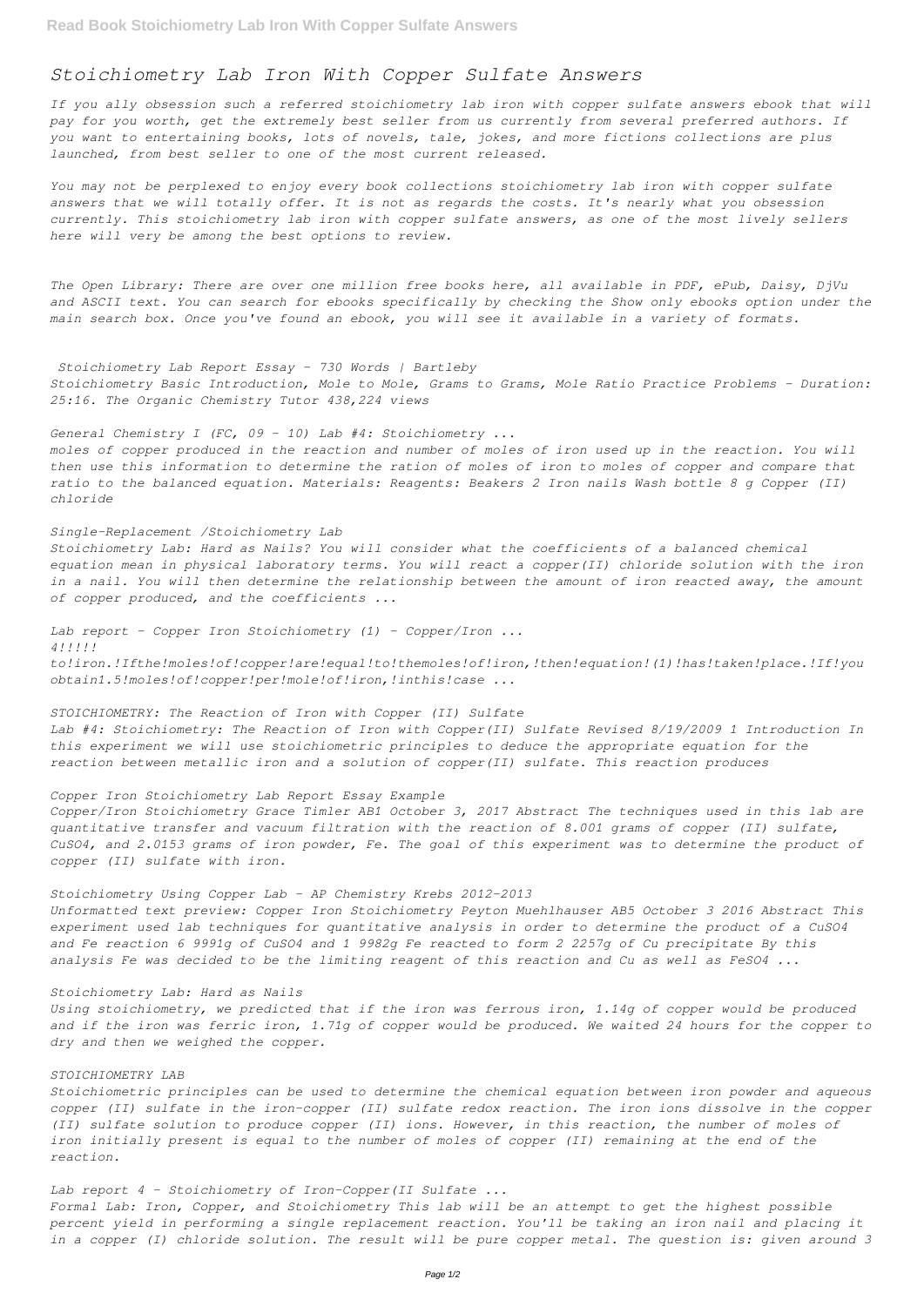# Stoichiometry Lab Iron With Copper Sulfate Answers

*If you ally obsession such a referred stoichiometry lab iron with copper sulfate answers ebook that will pay for you worth, get the extremely best seller from us currently from several preferred authors. If you want to entertaining books, lots of novels, tale, jokes, and more fictions collections are plus launched, from best seller to one of the most current released.*

*You may not be perplexed to enjoy every book collections stoichiometry lab iron with copper sulfate answers that we will totally offer. It is not as regards the costs. It's nearly what you obsession currently. This stoichiometry lab iron with copper sulfate answers, as one of the most lively sellers here will very be among the best options to review.*

*The Open Library: There are over one million free books here, all available in PDF, ePub, Daisy, DjVu and ASCII text. You can search for ebooks specifically by checking the Show only ebooks option under the main search box. Once you've found an ebook, you will see it available in a variety of formats.*

*Stoichiometry Lab Report Essay - 730 Words | Bartleby*
*Stoichiometry Basic Introduction, Mole to Mole, Grams to Grams, Mole Ratio Practice Problems - Duration: 25:16. The Organic Chemistry Tutor 438,224 views*

*General Chemistry I (FC, 09 - 10) Lab #4: Stoichiometry ...*
*moles of copper produced in the reaction and number of moles of iron used up in the reaction. You will then use this information to determine the ration of moles of iron to moles of copper and compare that ratio to the balanced equation. Materials: Reagents: Beakers 2 Iron nails Wash bottle 8 g Copper (II) chloride*

*Single-Replacement /Stoichiometry Lab*
*Stoichiometry Lab: Hard as Nails? You will consider what the coefficients of a balanced chemical equation mean in physical laboratory terms. You will react a copper(II) chloride solution with the iron in a nail. You will then determine the relationship between the amount of iron reacted away, the amount of copper produced, and the coefficients ...*

*Lab report - Copper Iron Stoichiometry (1) - Copper/Iron ...*
*4!!!!!*
*to!iron.!Ifthe!moles!of!copper!are!equal!to!themoles!of!iron,!then!equation!(1)!has!taken!place.!If!you obtain1.5!moles!of!copper!per!mole!of!iron,!inthis!case ...*

*STOICHIOMETRY: The Reaction of Iron with Copper (II) Sulfate*
*Lab #4: Stoichiometry: The Reaction of Iron with Copper(II) Sulfate Revised 8/19/2009 1 Introduction In this experiment we will use stoichiometric principles to deduce the appropriate equation for the reaction between metallic iron and a solution of copper(II) sulfate. This reaction produces*

*Copper Iron Stoichiometry Lab Report Essay Example*
*Copper/Iron Stoichiometry Grace Timler AB1 October 3, 2017 Abstract The techniques used in this lab are quantitative transfer and vacuum filtration with the reaction of 8.001 grams of copper (II) sulfate, $CuSO_4$, and 2.0153 grams of iron powder, Fe. The goal of this experiment was to determine the product of copper (II) sulfate with iron.*

*Stoichiometry Using Copper Lab - AP Chemistry Krebs 2012-2013*
*Unformatted text preview: Copper Iron Stoichiometry Peyton Muehlhauser AB5 October 3 2016 Abstract This experiment used lab techniques for quantitative analysis in order to determine the product of a $CuSO_4$ and Fe reaction 6 9991g of $CuSO_4$ and 1 9982g Fe reacted to form 2 2257g of Cu precipitate By this analysis Fe was decided to be the limiting reagent of this reaction and Cu as well as $FeSO_4$ ...*

*Stoichiometry Lab: Hard as Nails*
*Using stoichiometry, we predicted that if the iron was ferrous iron, 1.14g of copper would be produced and if the iron was ferric iron, 1.71g of copper would be produced. We waited 24 hours for the copper to dry and then we weighed the copper.*

*STOICHIOMETRY LAB*
*Stoichiometric principles can be used to determine the chemical equation between iron powder and aqueous copper (II) sulfate in the iron-copper (II) sulfate redox reaction. The iron ions dissolve in the copper (II) sulfate solution to produce copper (II) ions. However, in this reaction, the number of moles of iron initially present is equal to the number of moles of copper (II) remaining at the end of the reaction.*

*Lab report 4 - Stoichiometry of Iron-Copper(II Sulfate ...*
*Formal Lab: Iron, Copper, and Stoichiometry This lab will be an attempt to get the highest possible percent yield in performing a single replacement reaction. You'll be taking an iron nail and placing it in a copper (I) chloride solution. The result will be pure copper metal. The question is: given around 3*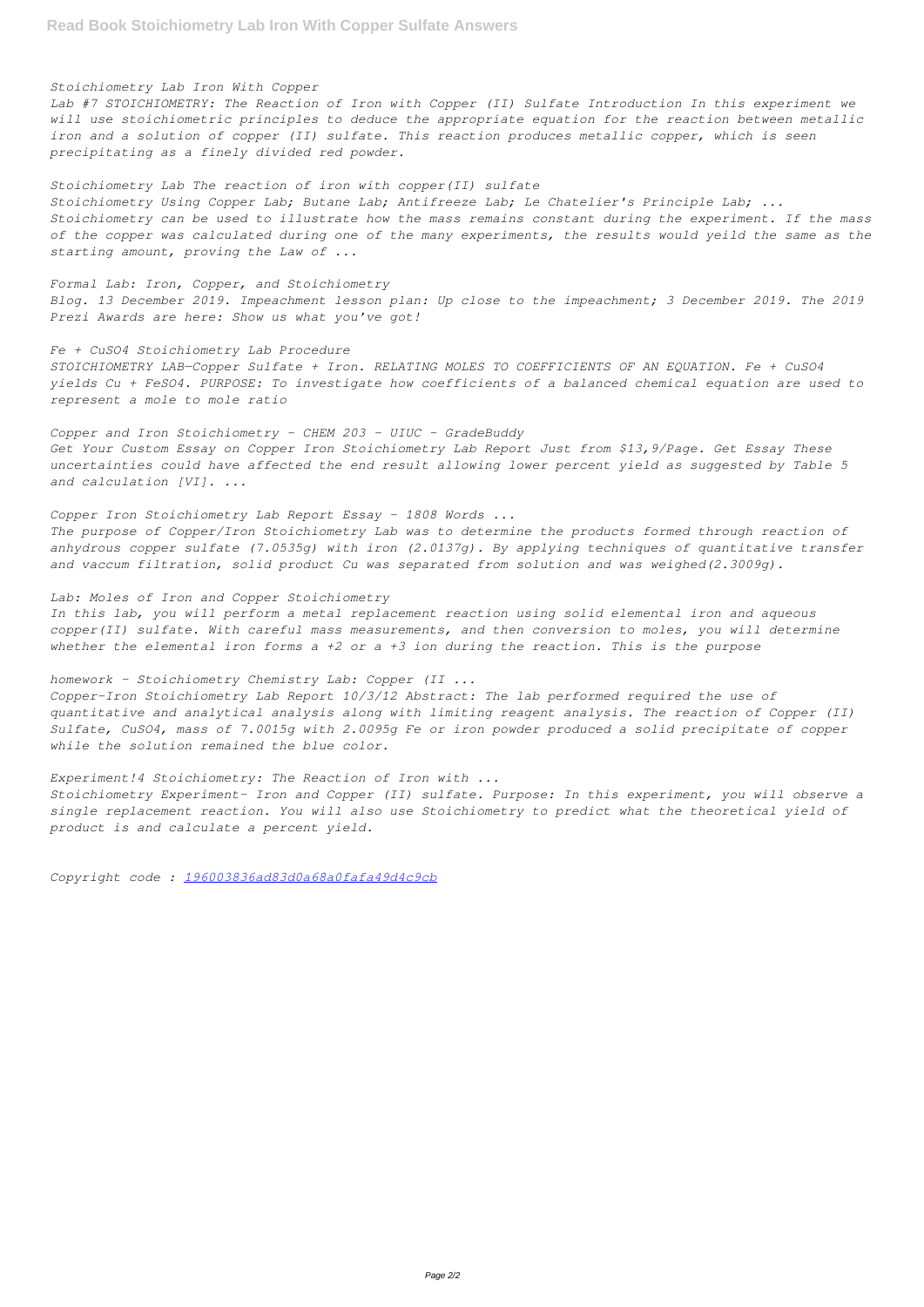*Stoichiometry Lab Iron With Copper*

*Lab #7 STOICHIOMETRY: The Reaction of Iron with Copper (II) Sulfate Introduction In this experiment we will use stoichiometric principles to deduce the appropriate equation for the reaction between metallic iron and a solution of copper (II) sulfate. This reaction produces metallic copper, which is seen precipitating as a finely divided red powder.*

*Stoichiometry Lab The reaction of iron with copper(II) sulfate*

*Stoichiometry Using Copper Lab; Butane Lab; Antifreeze Lab; Le Chatelier's Principle Lab; ... Stoichiometry can be used to illustrate how the mass remains constant during the experiment. If the mass of the copper was calculated during one of the many experiments, the results would yeild the same as the starting amount, proving the Law of ...*

*Formal Lab: Iron, Copper, and Stoichiometry*

*Blog. 13 December 2019. Impeachment lesson plan: Up close to the impeachment; 3 December 2019. The 2019 Prezi Awards are here: Show us what you've got!*

*Fe + CuSO4 Stoichiometry Lab Procedure*

*STOICHIOMETRY LAB—Copper Sulfate + Iron. RELATING MOLES TO COEFFICIENTS OF AN EQUATION. Fe + CuSO4 yields Cu + FeSO4. PURPOSE: To investigate how coefficients of a balanced chemical equation are used to represent a mole to mole ratio*

*Copper and Iron Stoichiometry - CHEM 203 - UIUC - GradeBuddy*

*Get Your Custom Essay on Copper Iron Stoichiometry Lab Report Just from $13,9/Page. Get Essay These uncertainties could have affected the end result allowing lower percent yield as suggested by Table 5 and calculation [VI]. ...*

*Copper Iron Stoichiometry Lab Report Essay - 1808 Words ...*

*The purpose of Copper/Iron Stoichiometry Lab was to determine the products formed through reaction of anhydrous copper sulfate (7.0535g) with iron (2.0137g). By applying techniques of quantitative transfer and vaccum filtration, solid product Cu was separated from solution and was weighed(2.3009g).*

*Lab: Moles of Iron and Copper Stoichiometry*

*In this lab, you will perform a metal replacement reaction using solid elemental iron and aqueous copper(II) sulfate. With careful mass measurements, and then conversion to moles, you will determine whether the elemental iron forms a +2 or a +3 ion during the reaction. This is the purpose*

*homework - Stoichiometry Chemistry Lab: Copper (II ...*

*Copper-Iron Stoichiometry Lab Report 10/3/12 Abstract: The lab performed required the use of quantitative and analytical analysis along with limiting reagent analysis. The reaction of Copper (II) Sulfate, CuSO4, mass of 7.0015g with 2.0095g Fe or iron powder produced a solid precipitate of copper while the solution remained the blue color.*

*Experiment!4 Stoichiometry: The Reaction of Iron with ...*

*Stoichiometry Experiment- Iron and Copper (II) sulfate. Purpose: In this experiment, you will observe a single replacement reaction. You will also use Stoichiometry to predict what the theoretical yield of product is and calculate a percent yield.*

*Copyright code : 196003836ad83d0a68a0fafa49d4c9cb*